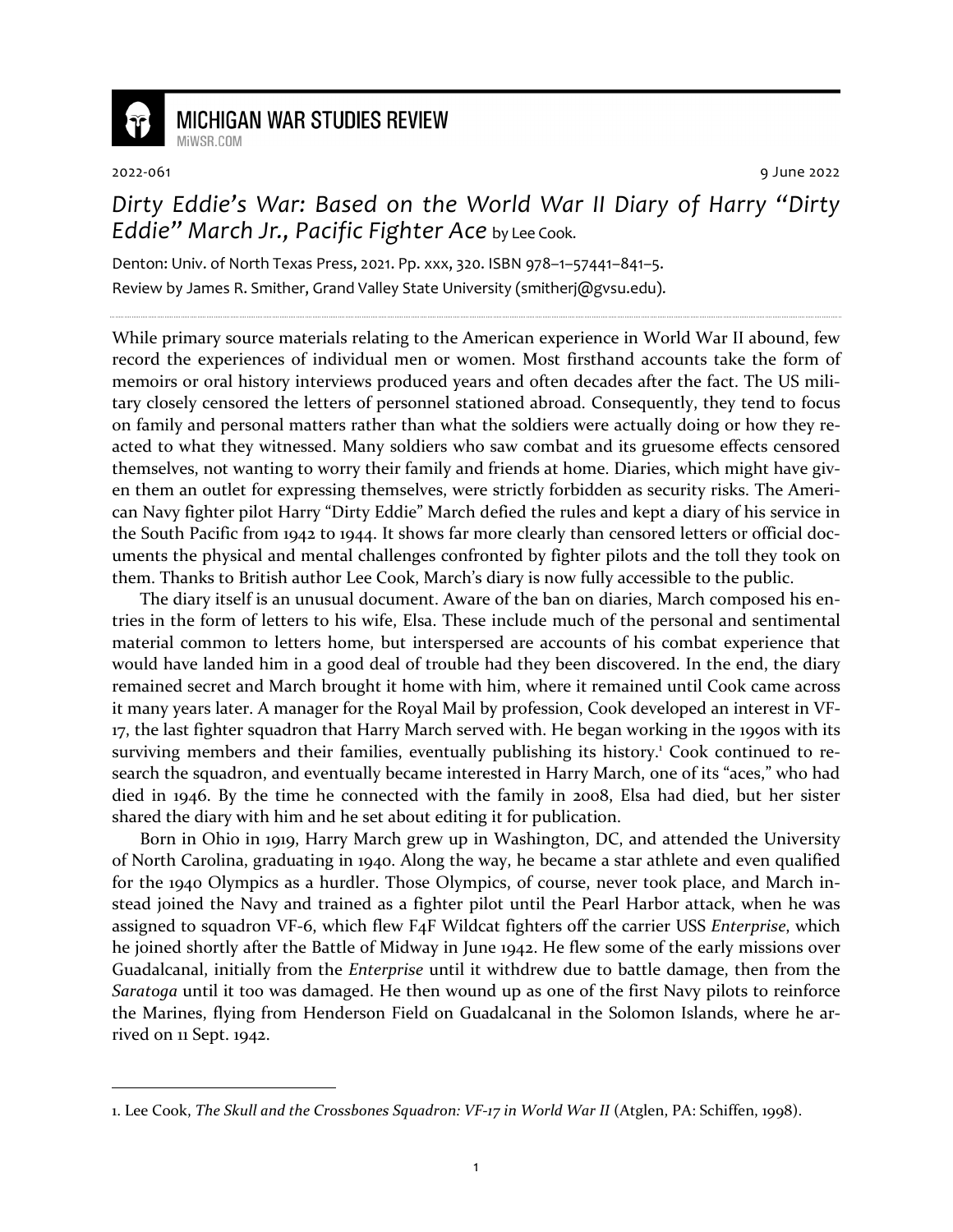MICHIGAN WAR STUDIES REVIEW
MiWSR.COM

2022-061 9 June 2022

# *Dirty Eddie's War: Based on the World War II Diary of Harry "Dirty Eddie" March Jr., Pacific Fighter Ace* by Lee Cook.

Denton: Univ. of North Texas Press, 2021. Pp. xxx, 320. ISBN 978–1–57441–841–5.
Review by James R. Smither, Grand Valley State University (smitherj@gvsu.edu).

---

While primary source materials relating to the American experience in World War II abound, few record the experiences of individual men or women. Most firsthand accounts take the form of memoirs or oral history interviews produced years and often decades after the fact. The US military closely censored the letters of personnel stationed abroad. Consequently, they tend to focus on family and personal matters rather than what the soldiers were actually doing or how they reacted to what they witnessed. Many soldiers who saw combat and its gruesome effects censored themselves, not wanting to worry their family and friends at home. Diaries, which might have given them an outlet for expressing themselves, were strictly forbidden as security risks. The American Navy fighter pilot Harry "Dirty Eddie" March defied the rules and kept a diary of his service in the South Pacific from 1942 to 1944. It shows far more clearly than censored letters or official documents the physical and mental challenges confronted by fighter pilots and the toll they took on them. Thanks to British author Lee Cook, March's diary is now fully accessible to the public.

The diary itself is an unusual document. Aware of the ban on diaries, March composed his entries in the form of letters to his wife, Elsa. These include much of the personal and sentimental material common to letters home, but interspersed are accounts of his combat experience that would have landed him in a good deal of trouble had they been discovered. In the end, the diary remained secret and March brought it home with him, where it remained until Cook came across it many years later. A manager for the Royal Mail by profession, Cook developed an interest in VF-17, the last fighter squadron that Harry March served with. He began working in the 1990s with its surviving members and their families, eventually publishing its history.[1] Cook continued to research the squadron, and eventually became interested in Harry March, one of its "aces," who had died in 1946. By the time he connected with the family in 2008, Elsa had died, but her sister shared the diary with him and he set about editing it for publication.

Born in Ohio in 1919, Harry March grew up in Washington, DC, and attended the University of North Carolina, graduating in 1940. Along the way, he became a star athlete and even qualified for the 1940 Olympics as a hurdler. Those Olympics, of course, never took place, and March instead joined the Navy and trained as a fighter pilot until the Pearl Harbor attack, when he was assigned to squadron VF-6, which flew F4F Wildcat fighters off the carrier USS *Enterprise*, which he joined shortly after the Battle of Midway in June 1942. He flew some of the early missions over Guadalcanal, initially from the *Enterprise* until it withdrew due to battle damage, then from the *Saratoga* until it too was damaged. He then wound up as one of the first Navy pilots to reinforce the Marines, flying from Henderson Field on Guadalcanal in the Solomon Islands, where he arrived on 11 Sept. 1942.

---

1. Lee Cook, *The Skull and the Crossbones Squadron: VF-17 in World War II* (Atglen, PA: Schiffen, 1998).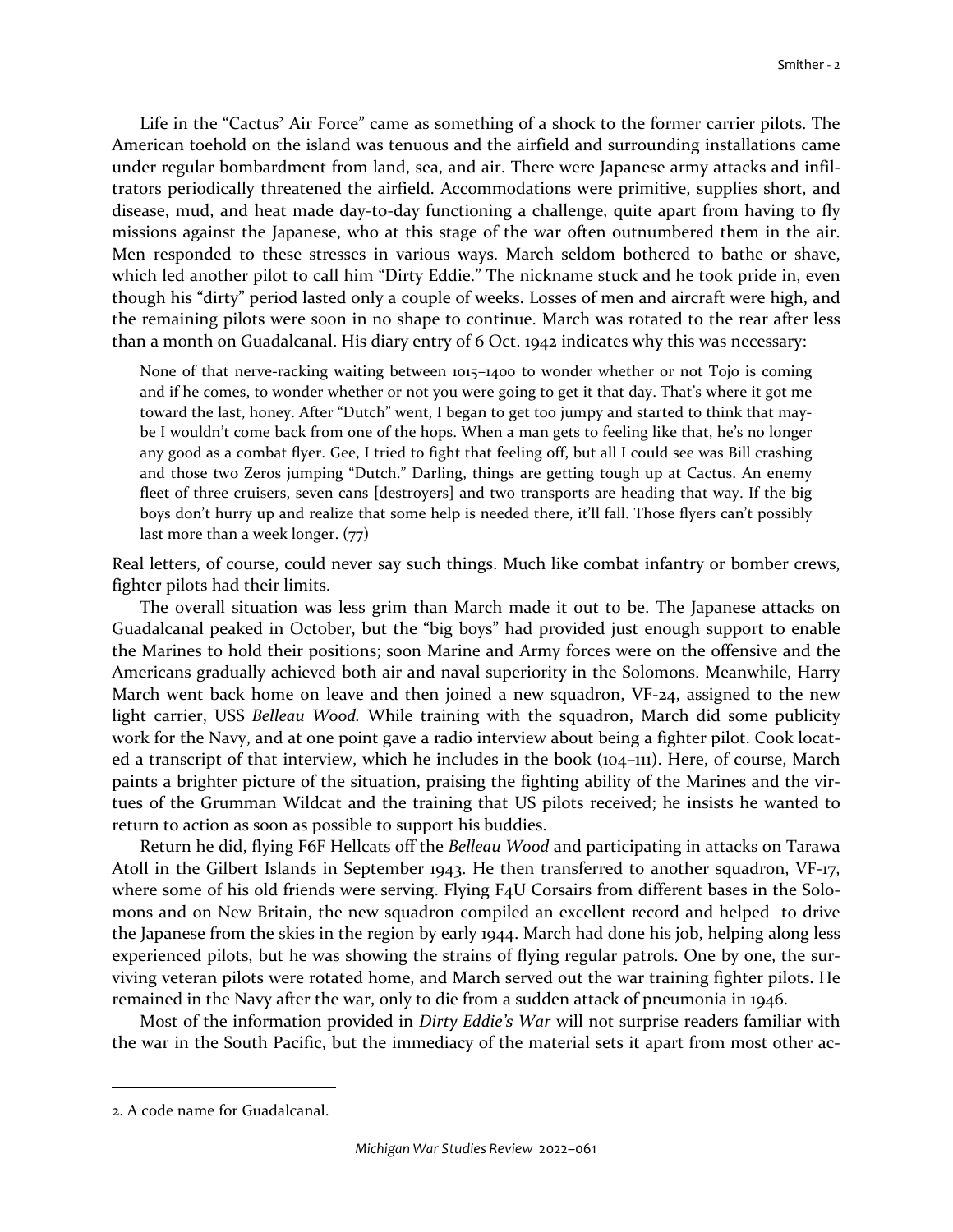Life in the "Cactus[2] Air Force" came as something of a shock to the former carrier pilots. The American toehold on the island was tenuous and the airfield and surrounding installations came under regular bombardment from land, sea, and air. There were Japanese army attacks and infiltrators periodically threatened the airfield. Accommodations were primitive, supplies short, and disease, mud, and heat made day-to-day functioning a challenge, quite apart from having to fly missions against the Japanese, who at this stage of the war often outnumbered them in the air. Men responded to these stresses in various ways. March seldom bothered to bathe or shave, which led another pilot to call him "Dirty Eddie." The nickname stuck and he took pride in, even though his "dirty" period lasted only a couple of weeks. Losses of men and aircraft were high, and the remaining pilots were soon in no shape to continue. March was rotated to the rear after less than a month on Guadalcanal. His diary entry of 6 Oct. 1942 indicates why this was necessary:

> None of that nerve-racking waiting between 1015–1400 to wonder whether or not Tojo is coming and if he comes, to wonder whether or not you were going to get it that day. That's where it got me toward the last, honey. After "Dutch" went, I began to get too jumpy and started to think that maybe I wouldn't come back from one of the hops. When a man gets to feeling like that, he's no longer any good as a combat flyer. Gee, I tried to fight that feeling off, but all I could see was Bill crashing and those two Zeros jumping "Dutch." Darling, things are getting tough up at Cactus. An enemy fleet of three cruisers, seven cans [destroyers] and two transports are heading that way. If the big boys don't hurry up and realize that some help is needed there, it'll fall. Those flyers can't possibly last more than a week longer. (77)

Real letters, of course, could never say such things. Much like combat infantry or bomber crews, fighter pilots had their limits.

The overall situation was less grim than March made it out to be. The Japanese attacks on Guadalcanal peaked in October, but the "big boys" had provided just enough support to enable the Marines to hold their positions; soon Marine and Army forces were on the offensive and the Americans gradually achieved both air and naval superiority in the Solomons. Meanwhile, Harry March went back home on leave and then joined a new squadron, VF-24, assigned to the new light carrier, USS *Belleau Wood.* While training with the squadron, March did some publicity work for the Navy, and at one point gave a radio interview about being a fighter pilot. Cook located a transcript of that interview, which he includes in the book (104–111). Here, of course, March paints a brighter picture of the situation, praising the fighting ability of the Marines and the virtues of the Grumman Wildcat and the training that US pilots received; he insists he wanted to return to action as soon as possible to support his buddies.

Return he did, flying F6F Hellcats off the *Belleau Wood* and participating in attacks on Tarawa Atoll in the Gilbert Islands in September 1943. He then transferred to another squadron, VF-17, where some of his old friends were serving. Flying F4U Corsairs from different bases in the Solomons and on New Britain, the new squadron compiled an excellent record and helped to drive the Japanese from the skies in the region by early 1944. March had done his job, helping along less experienced pilots, but he was showing the strains of flying regular patrols. One by one, the surviving veteran pilots were rotated home, and March served out the war training fighter pilots. He remained in the Navy after the war, only to die from a sudden attack of pneumonia in 1946.

Most of the information provided in *Dirty Eddie's War* will not surprise readers familiar with the war in the South Pacific, but the immediacy of the material sets it apart from most other ac-

---

2. A code name for Guadalcanal.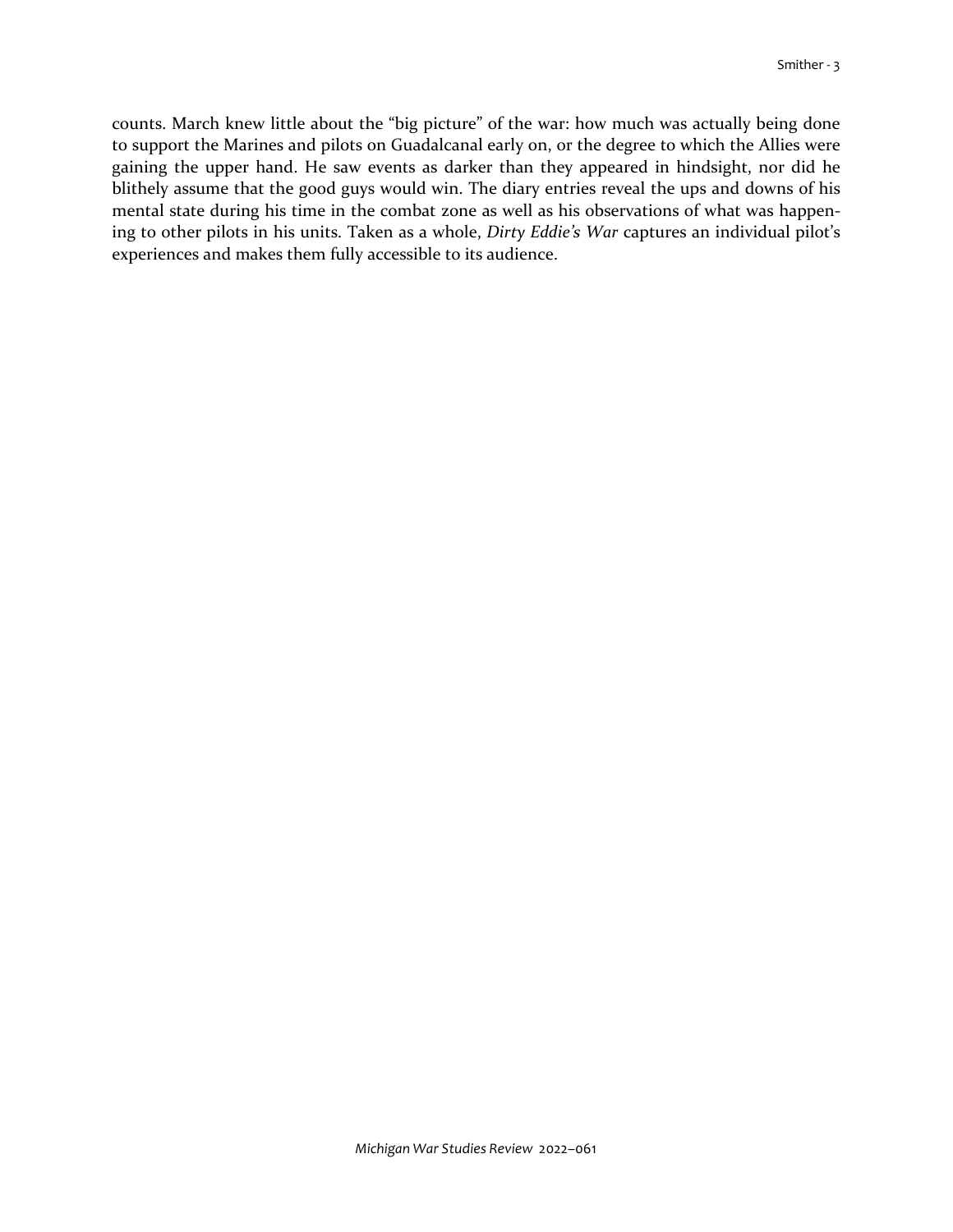counts. March knew little about the "big picture" of the war: how much was actually being done to support the Marines and pilots on Guadalcanal early on, or the degree to which the Allies were gaining the upper hand. He saw events as darker than they appeared in hindsight, nor did he blithely assume that the good guys would win. The diary entries reveal the ups and downs of his mental state during his time in the combat zone as well as his observations of what was happening to other pilots in his units. Taken as a whole, *Dirty Eddie's War* captures an individual pilot's experiences and makes them fully accessible to its audience.